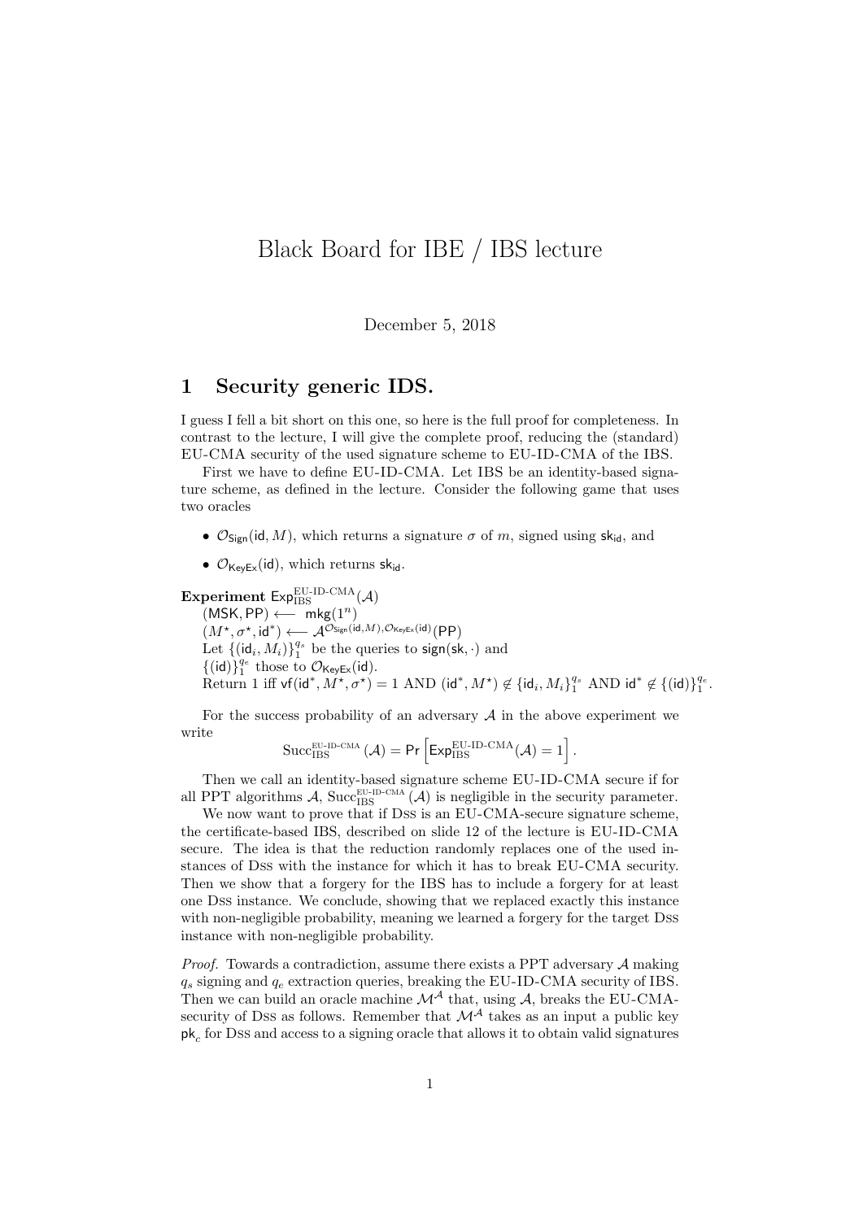# Black Board for IBE / IBS lecture

December 5, 2018

## 1 Security generic IDS.

I guess I fell a bit short on this one, so here is the full proof for completeness. In contrast to the lecture, I will give the complete proof, reducing the (standard) EU-CMA security of the used signature scheme to EU-ID-CMA of the IBS.

First we have to define EU-ID-CMA. Let IBS be an identity-based signature scheme, as defined in the lecture. Consider the following game that uses two oracles

- $\mathcal{O}_{\mathsf{Sign}}(\mathsf{id}, M)$, which returns a signature $\sigma$ of $m$, signed using $\mathsf{sk}_{\mathsf{id}}$, and
- $\mathcal{O}_{\mathsf{KeyEx}}(\mathsf{id})$, which returns $\mathsf{sk}_{\mathsf{id}}$.

**Experiment** $\mathsf{Exp}_{\mathrm{IBS}}^{\mathrm{EU\text{-}ID\text{-}CMA}}(\mathcal{A})$
$(\mathsf{MSK}, \mathsf{PP}) \longleftarrow \mathsf{mkg}(1^n)$
$(M^\star, \sigma^\star, \mathsf{id}^*) \longleftarrow \mathcal{A}^{\mathcal{O}_{\mathsf{Sign}}(\mathsf{id},M), \mathcal{O}_{\mathsf{KeyEx}}(\mathsf{id})}(\mathsf{PP})$
Let $\{(\mathsf{id}_i, M_i)\}_1^{q_s}$ be the queries to $\mathsf{sign}(\mathsf{sk}, \cdot)$ and
$\{(\mathsf{id})\}_1^{q_e}$ those to $\mathcal{O}_{\mathsf{KeyEx}}(\mathsf{id})$.
Return 1 iff $\mathsf{vf}(\mathsf{id}^*, M^\star, \sigma^\star) = 1$ AND $(\mathsf{id}^*, M^\star) \notin \{\mathsf{id}_i, M_i\}_1^{q_s}$ AND $\mathsf{id}^* \notin \{(\mathsf{id})\}_1^{q_e}$.

For the success probability of an adversary $\mathcal{A}$ in the above experiment we write

$$\mathrm{Succ}_{\mathrm{IBS}}^{\mathrm{EU\text{-}ID\text{-}CMA}}(\mathcal{A}) = \Pr\left[\mathsf{Exp}_{\mathrm{IBS}}^{\mathrm{EU\text{-}ID\text{-}CMA}}(\mathcal{A}) = 1\right].$$

Then we call an identity-based signature scheme EU-ID-CMA secure if for all PPT algorithms $\mathcal{A}$, $\mathrm{Succ}_{\mathrm{IBS}}^{\mathrm{EU\text{-}ID\text{-}CMA}}(\mathcal{A})$ is negligible in the security parameter.

We now want to prove that if DSS is an EU-CMA-secure signature scheme, the certificate-based IBS, described on slide 12 of the lecture is EU-ID-CMA secure. The idea is that the reduction randomly replaces one of the used instances of DSS with the instance for which it has to break EU-CMA security. Then we show that a forgery for the IBS has to include a forgery for at least one DSS instance. We conclude, showing that we replaced exactly this instance with non-negligible probability, meaning we learned a forgery for the target DSS instance with non-negligible probability.

*Proof.* Towards a contradiction, assume there exists a PPT adversary $\mathcal{A}$ making $q_s$ signing and $q_e$ extraction queries, breaking the EU-ID-CMA security of IBS. Then we can build an oracle machine $\mathcal{M}^{\mathcal{A}}$ that, using $\mathcal{A}$, breaks the EU-CMA-security of DSS as follows. Remember that $\mathcal{M}^{\mathcal{A}}$ takes as an input a public key $\mathsf{pk}_c$ for DSS and access to a signing oracle that allows it to obtain valid signatures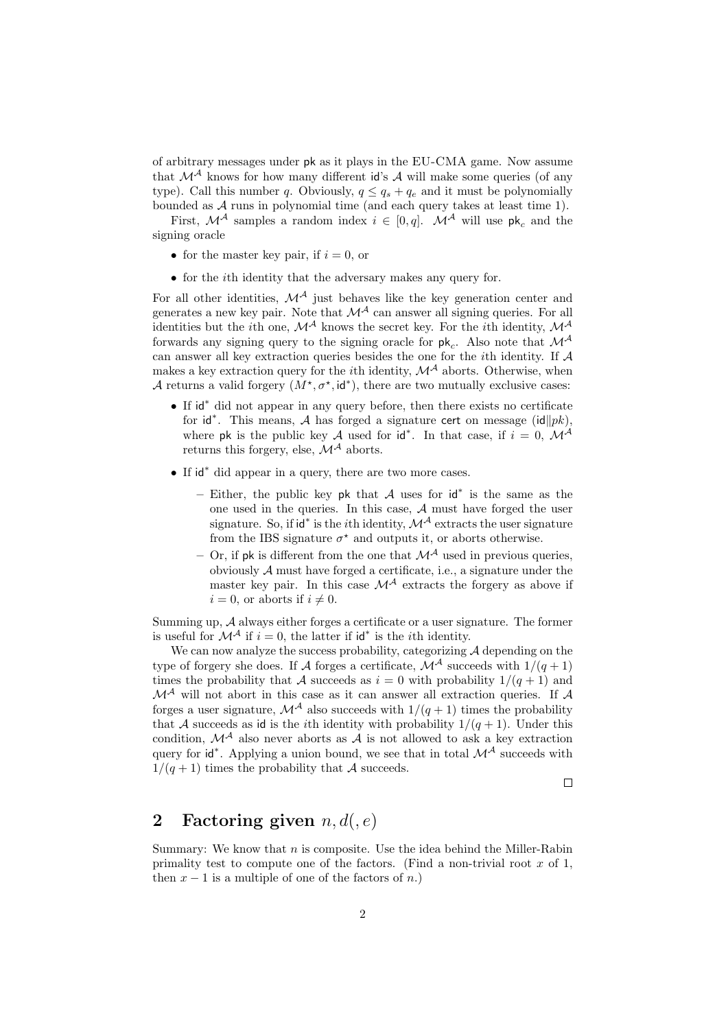of arbitrary messages under $\mathsf{pk}$ as it plays in the EU-CMA game. Now assume that $\mathcal{M}^{\mathcal{A}}$ knows for how many different $\mathsf{id}$'s $\mathcal{A}$ will make some queries (of any type). Call this number $q$. Obviously, $q \leq q_s + q_e$ and it must be polynomially bounded as $\mathcal{A}$ runs in polynomial time (and each query takes at least time 1).

First, $\mathcal{M}^{\mathcal{A}}$ samples a random index $i \in [0, q]$. $\mathcal{M}^{\mathcal{A}}$ will use $\mathsf{pk}_c$ and the signing oracle

- for the master key pair, if $i = 0$, or
- for the $i$th identity that the adversary makes any query for.

For all other identities, $\mathcal{M}^{\mathcal{A}}$ just behaves like the key generation center and generates a new key pair. Note that $\mathcal{M}^{\mathcal{A}}$ can answer all signing queries. For all identities but the $i$th one, $\mathcal{M}^{\mathcal{A}}$ knows the secret key. For the $i$th identity, $\mathcal{M}^{\mathcal{A}}$ forwards any signing query to the signing oracle for $\mathsf{pk}_c$. Also note that $\mathcal{M}^{\mathcal{A}}$ can answer all key extraction queries besides the one for the $i$th identity. If $\mathcal{A}$ makes a key extraction query for the $i$th identity, $\mathcal{M}^{\mathcal{A}}$ aborts. Otherwise, when $\mathcal{A}$ returns a valid forgery $(M^\star, \sigma^\star, \mathsf{id}^*)$, there are two mutually exclusive cases:

- If $\mathsf{id}^*$ did not appear in any query before, then there exists no certificate for $\mathsf{id}^*$. This means, $\mathcal{A}$ has forged a signature $\mathsf{cert}$ on message $(\mathsf{id}\|pk)$, where $\mathsf{pk}$ is the public key $\mathcal{A}$ used for $\mathsf{id}^*$. In that case, if $i = 0$, $\mathcal{M}^{\mathcal{A}}$ returns this forgery, else, $\mathcal{M}^{\mathcal{A}}$ aborts.
- If $\mathsf{id}^*$ did appear in a query, there are two more cases.
  - Either, the public key $\mathsf{pk}$ that $\mathcal{A}$ uses for $\mathsf{id}^*$ is the same as the one used in the queries. In this case, $\mathcal{A}$ must have forged the user signature. So, if $\mathsf{id}^*$ is the $i$th identity, $\mathcal{M}^{\mathcal{A}}$ extracts the user signature from the IBS signature $\sigma^\star$ and outputs it, or aborts otherwise.
  - Or, if $\mathsf{pk}$ is different from the one that $\mathcal{M}^{\mathcal{A}}$ used in previous queries, obviously $\mathcal{A}$ must have forged a certificate, i.e., a signature under the master key pair. In this case $\mathcal{M}^{\mathcal{A}}$ extracts the forgery as above if $i = 0$, or aborts if $i \neq 0$.

Summing up, $\mathcal{A}$ always either forges a certificate or a user signature. The former is useful for $\mathcal{M}^{\mathcal{A}}$ if $i = 0$, the latter if $\mathsf{id}^*$ is the $i$th identity.

We can now analyze the success probability, categorizing $\mathcal{A}$ depending on the type of forgery she does. If $\mathcal{A}$ forges a certificate, $\mathcal{M}^{\mathcal{A}}$ succeeds with $1/(q+1)$ times the probability that $\mathcal{A}$ succeeds as $i = 0$ with probability $1/(q+1)$ and $\mathcal{M}^{\mathcal{A}}$ will not abort in this case as it can answer all extraction queries. If $\mathcal{A}$ forges a user signature, $\mathcal{M}^{\mathcal{A}}$ also succeeds with $1/(q+1)$ times the probability that $\mathcal{A}$ succeeds as $\mathsf{id}$ is the $i$th identity with probability $1/(q+1)$. Under this condition, $\mathcal{M}^{\mathcal{A}}$ also never aborts as $\mathcal{A}$ is not allowed to ask a key extraction query for $\mathsf{id}^*$. Applying a union bound, we see that in total $\mathcal{M}^{\mathcal{A}}$ succeeds with $1/(q+1)$ times the probability that $\mathcal{A}$ succeeds.

□

## 2 Factoring given $n, d(, e)$

Summary: We know that $n$ is composite. Use the idea behind the Miller-Rabin primality test to compute one of the factors. (Find a non-trivial root $x$ of 1, then $x - 1$ is a multiple of one of the factors of $n$.)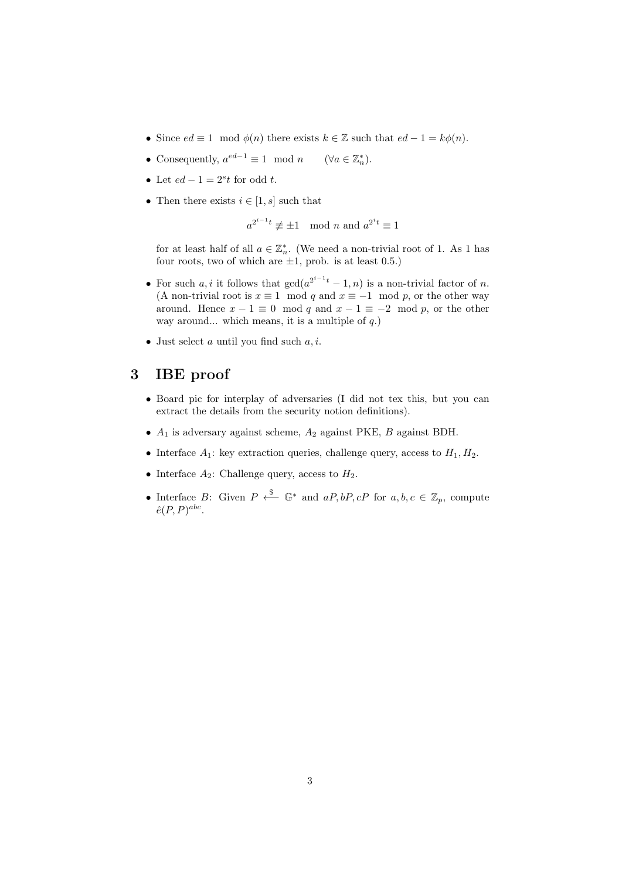- Since $ed \equiv 1 \mod \phi(n)$ there exists $k \in \mathbb{Z}$ such that $ed - 1 = k\phi(n)$.
- Consequently, $a^{ed-1} \equiv 1 \mod n \qquad (\forall a \in \mathbb{Z}_n^*)$.
- Let $ed - 1 = 2^s t$ for odd $t$.
- Then there exists $i \in [1, s]$ such that

$$a^{2^{i-1}t} \not\equiv \pm 1 \mod n \text{ and } a^{2^i t} \equiv 1$$

  for at least half of all $a \in \mathbb{Z}_n^*$. (We need a non-trivial root of 1. As 1 has four roots, two of which are $\pm 1$, prob. is at least 0.5.)

- For such $a, i$ it follows that $\gcd(a^{2^{i-1}t} - 1, n)$ is a non-trivial factor of $n$. (A non-trivial root is $x \equiv 1 \mod q$ and $x \equiv -1 \mod p$, or the other way around. Hence $x - 1 \equiv 0 \mod q$ and $x - 1 \equiv -2 \mod p$, or the other way around... which means, it is a multiple of $q$.)
- Just select $a$ until you find such $a, i$.

# 3 IBE proof

- Board pic for interplay of adversaries (I did not tex this, but you can extract the details from the security notion definitions).
- $A_1$ is adversary against scheme, $A_2$ against PKE, $B$ against BDH.
- Interface $A_1$: key extraction queries, challenge query, access to $H_1, H_2$.
- Interface $A_2$: Challenge query, access to $H_2$.
- Interface $B$: Given $P \xleftarrow{\$} \mathbb{G}^*$ and $aP, bP, cP$ for $a, b, c \in \mathbb{Z}_p$, compute $\hat{e}(P, P)^{abc}$.